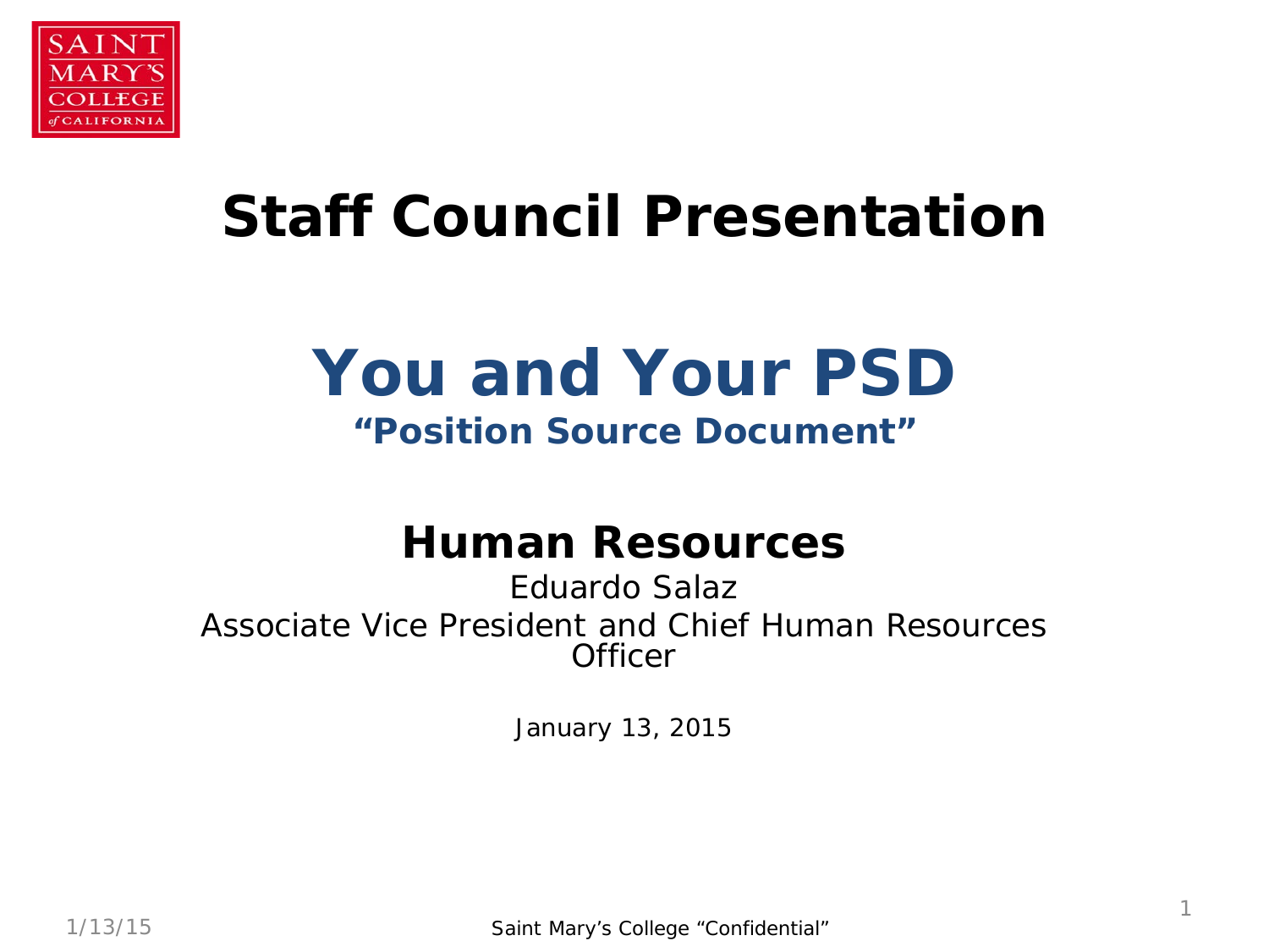SAINT MARY'S COLLEGE of CALIFORNIA

# Staff Council Presentation

## You and Your PSD

**"Position Source Document"**

### Human Resources

Eduardo Salaz

Associate Vice President and Chief Human Resources Officer

January 13, 2015

Saint Mary's College "Confidential"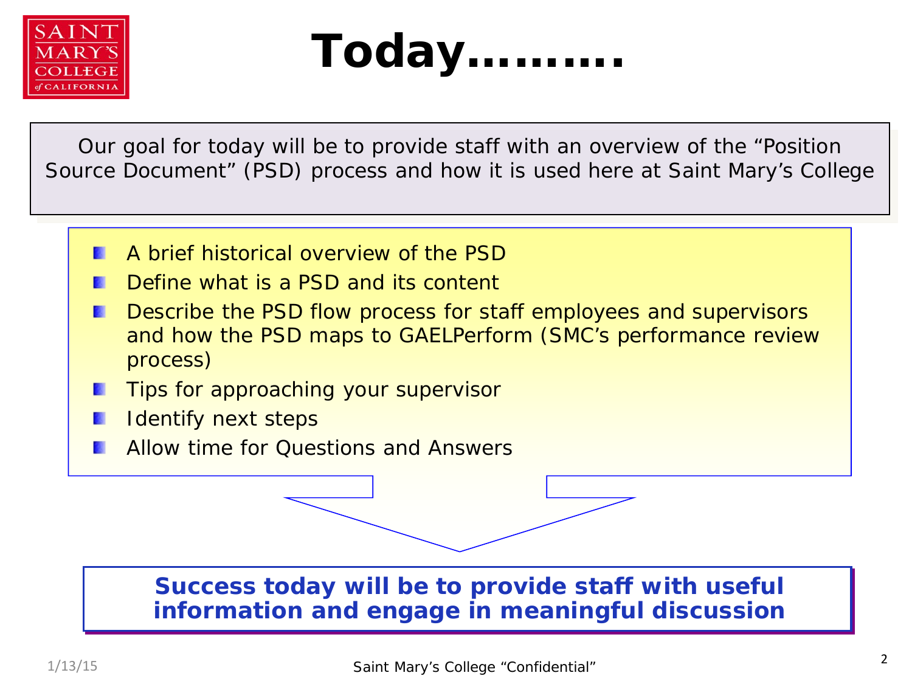# Today……….

Our goal for today will be to provide staff with an overview of the "Position Source Document" (PSD) process and how it is used here at Saint Mary's College

- A brief historical overview of the PSD
- Define what is a PSD and its content
- Describe the PSD flow process for staff employees and supervisors and how the PSD maps to GAELPerform (SMC's performance review process)
- Tips for approaching your supervisor
- Identify next steps
- Allow time for Questions and Answers

**Success today will be to provide staff with useful information and engage in meaningful discussion**

1/13/15

Saint Mary's College "Confidential"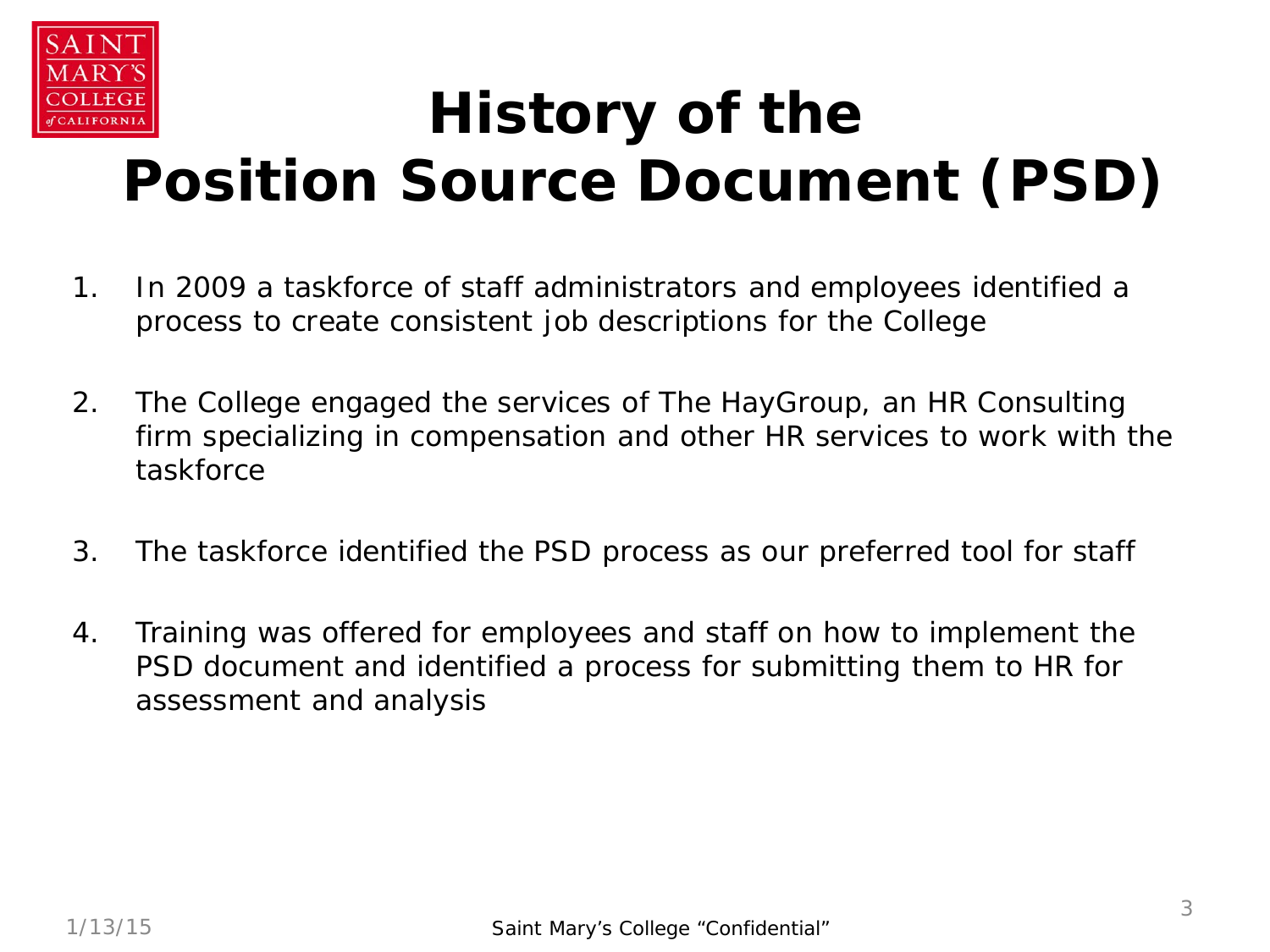# History of the Position Source Document (PSD)

1. In 2009 a taskforce of staff administrators and employees identified a process to create consistent job descriptions for the College

2. The College engaged the services of The HayGroup, an HR Consulting firm specializing in compensation and other HR services to work with the taskforce

3. The taskforce identified the PSD process as our preferred tool for staff

4. Training was offered for employees and staff on how to implement the PSD document and identified a process for submitting them to HR for assessment and analysis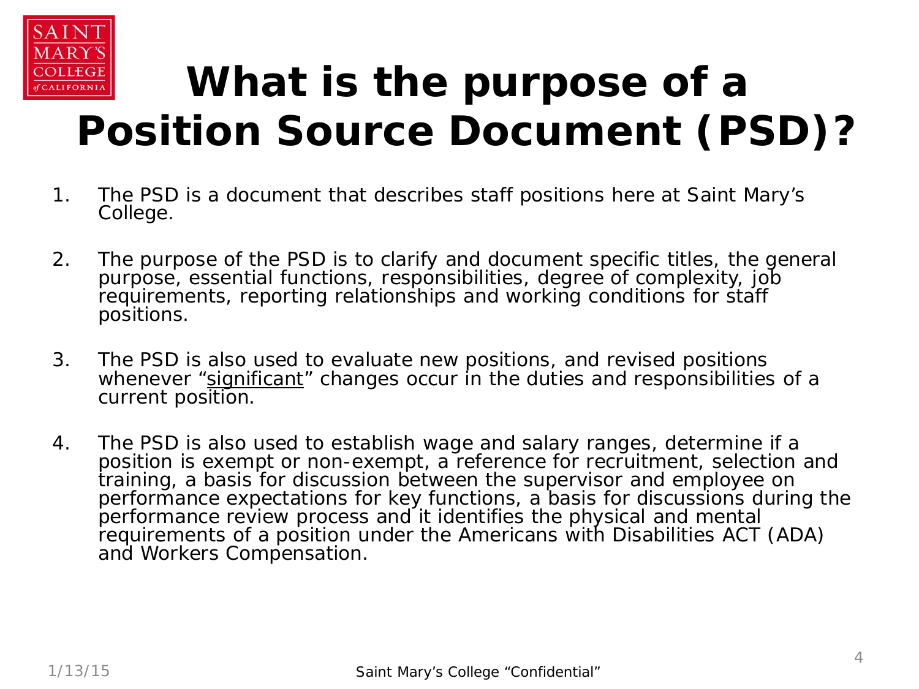# What is the purpose of a Position Source Document (PSD)?

1. The PSD is a document that describes staff positions here at Saint Mary's College.

2. The purpose of the PSD is to clarify and document specific titles, the general purpose, essential functions, responsibilities, degree of complexity, job requirements, reporting relationships and working conditions for staff positions.

3. The PSD is also used to evaluate new positions, and revised positions whenever "<u>significant</u>" changes occur in the duties and responsibilities of a current position.

4. The PSD is also used to establish wage and salary ranges, determine if a position is exempt or non-exempt, a reference for recruitment, selection and training, a basis for discussion between the supervisor and employee on performance expectations for key functions, a basis for discussions during the performance review process and it identifies the physical and mental requirements of a position under the Americans with Disabilities ACT (ADA) and Workers Compensation.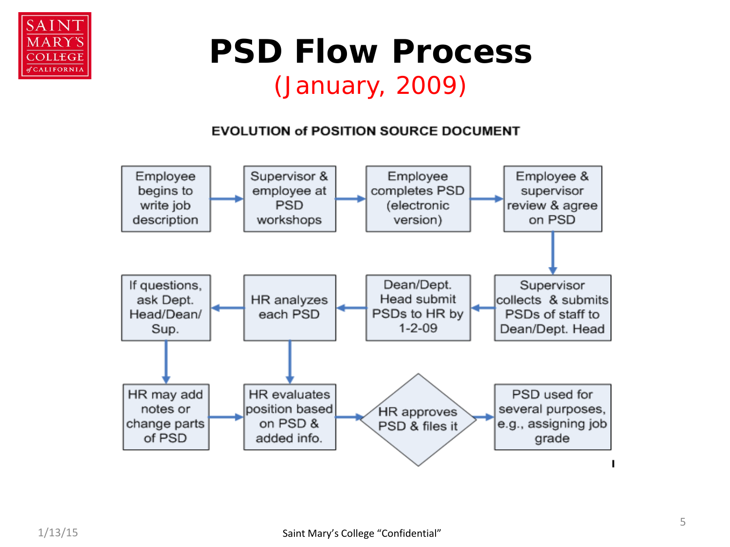# PSD Flow Process

(January, 2009)

**EVOLUTION of POSITION SOURCE DOCUMENT**

1. Employee begins to write job description
2. Supervisor & employee at PSD workshops
3. Employee completes PSD (electronic version)
4. Employee & supervisor review & agree on PSD
5. Supervisor collects & submits PSDs of staff to Dean/Dept. Head
6. Dean/Dept. Head submit PSDs to HR by 1-2-09
7. HR analyzes each PSD
8. If questions, ask Dept. Head/Dean/ Sup.
9. HR may add notes or change parts of PSD
10. HR evaluates position based on PSD & added info.
11. HR approves PSD & files it
12. PSD used for several purposes, e.g., assigning job grade

Saint Mary's College "Confidential"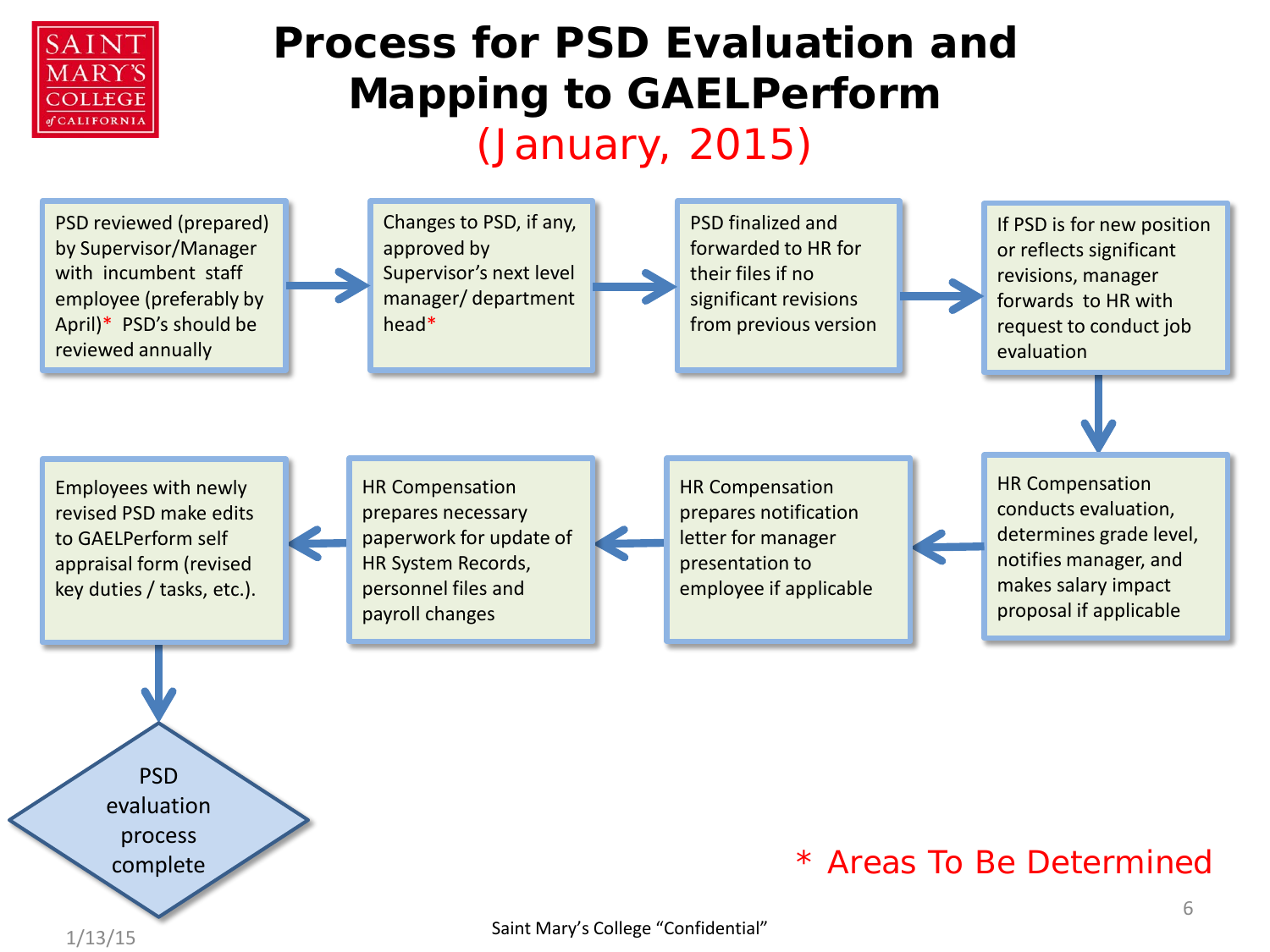# Process for PSD Evaluation and Mapping to GAELPerform

(January, 2015)

1. PSD reviewed (prepared) by Supervisor/Manager with incumbent staff employee (preferably by April)* PSD's should be reviewed annually
2. Changes to PSD, if any, approved by Supervisor's next level manager/ department head*
3. PSD finalized and forwarded to HR for their files if no significant revisions from previous version
4. If PSD is for new position or reflects significant revisions, manager forwards to HR with request to conduct job evaluation
5. HR Compensation conducts evaluation, determines grade level, notifies manager, and makes salary impact proposal if applicable
6. HR Compensation prepares notification letter for manager presentation to employee if applicable
7. HR Compensation prepares necessary paperwork for update of HR System Records, personnel files and payroll changes
8. Employees with newly revised PSD make edits to GAELPerform self appraisal form (revised key duties / tasks, etc.).
9. PSD evaluation process complete

\* Areas To Be Determined

1/13/15

Saint Mary's College "Confidential"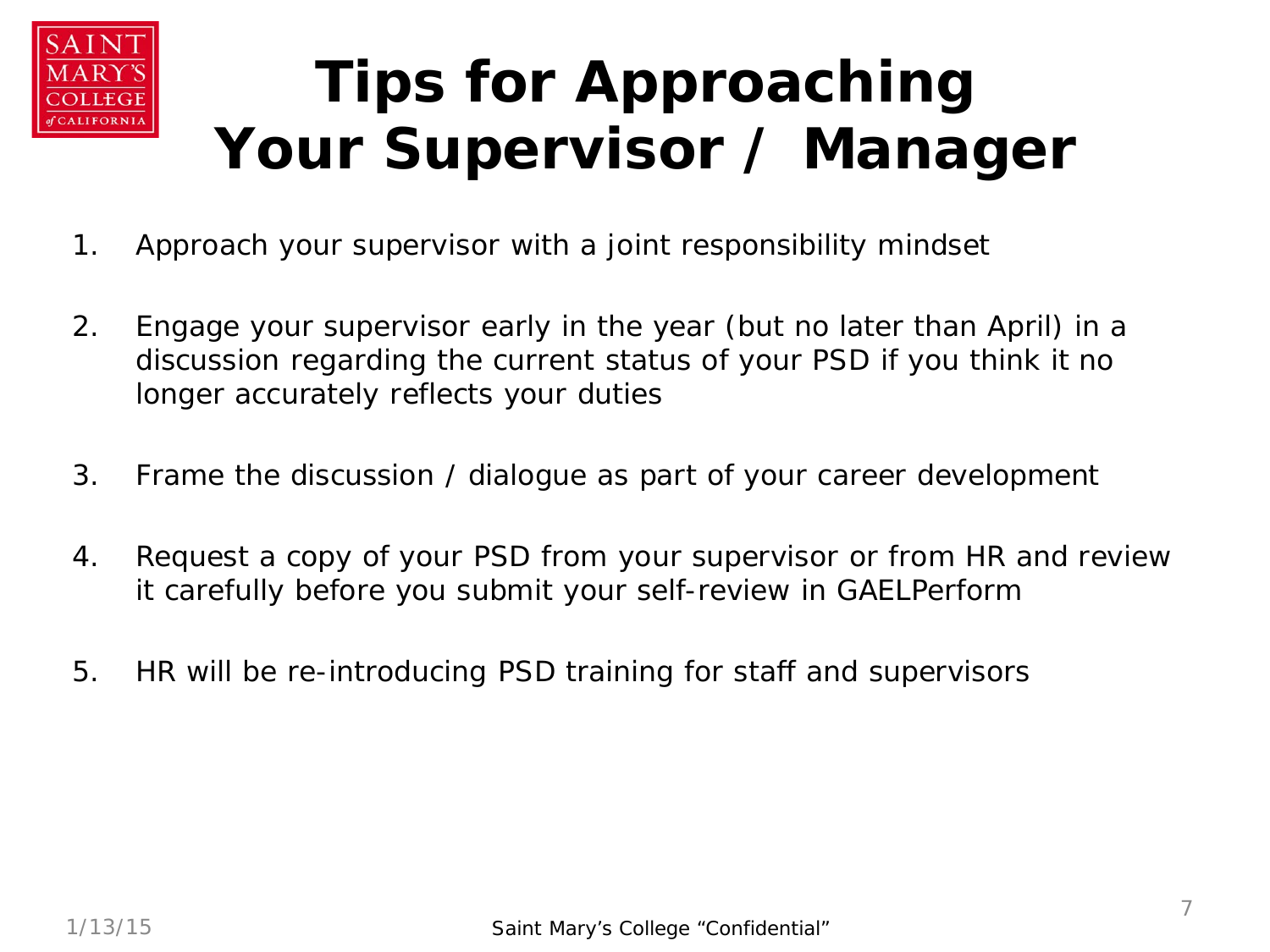# Tips for Approaching Your Supervisor / Manager

1. Approach your supervisor with a joint responsibility mindset

2. Engage your supervisor early in the year (but no later than April) in a discussion regarding the current status of your PSD if you think it no longer accurately reflects your duties

3. Frame the discussion / dialogue as part of your career development

4. Request a copy of your PSD from your supervisor or from HR and review it carefully before you submit your self-review in GAELPerform

5. HR will be re-introducing PSD training for staff and supervisors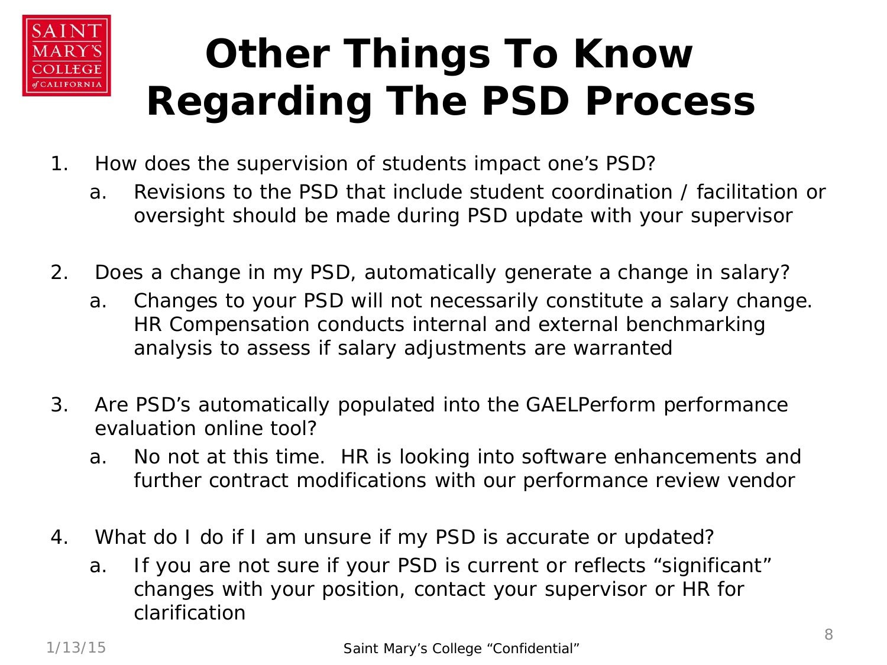# Other Things To Know Regarding The PSD Process

1. How does the supervision of students impact one's PSD?
   a. Revisions to the PSD that include student coordination / facilitation or oversight should be made during PSD update with your supervisor

2. Does a change in my PSD, automatically generate a change in salary?
   a. Changes to your PSD will not necessarily constitute a salary change. HR Compensation conducts internal and external benchmarking analysis to assess if salary adjustments are warranted

3. Are PSD's automatically populated into the GAELPerform performance evaluation online tool?
   a. No not at this time. HR is looking into software enhancements and further contract modifications with our performance review vendor

4. What do I do if I am unsure if my PSD is accurate or updated?
   a. If you are not sure if your PSD is current or reflects "significant" changes with your position, contact your supervisor or HR for clarification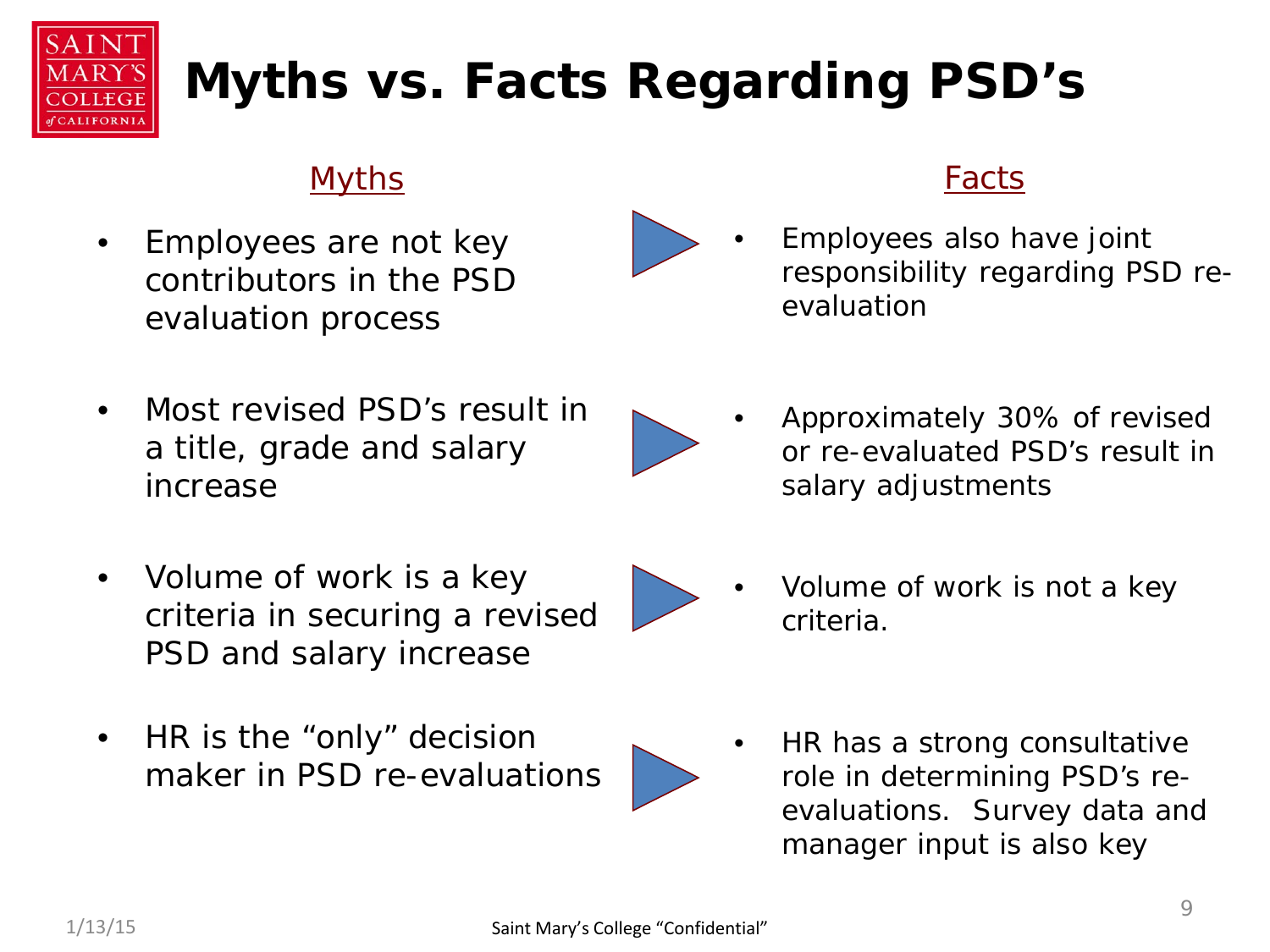# Myths vs. Facts Regarding PSD's

| Myths | Facts |
| --- | --- |
| Employees are not key contributors in the PSD evaluation process | Employees also have joint responsibility regarding PSD re-evaluation |
| Most revised PSD's result in a title, grade and salary increase | Approximately 30% of revised or re-evaluated PSD's result in salary adjustments |
| Volume of work is a key criteria in securing a revised PSD and salary increase | Volume of work is not a key criteria. |
| HR is the "only" decision maker in PSD re-evaluations | HR has a strong consultative role in determining PSD's re-evaluations. Survey data and manager input is also key |

1/13/15

Saint Mary's College "Confidential"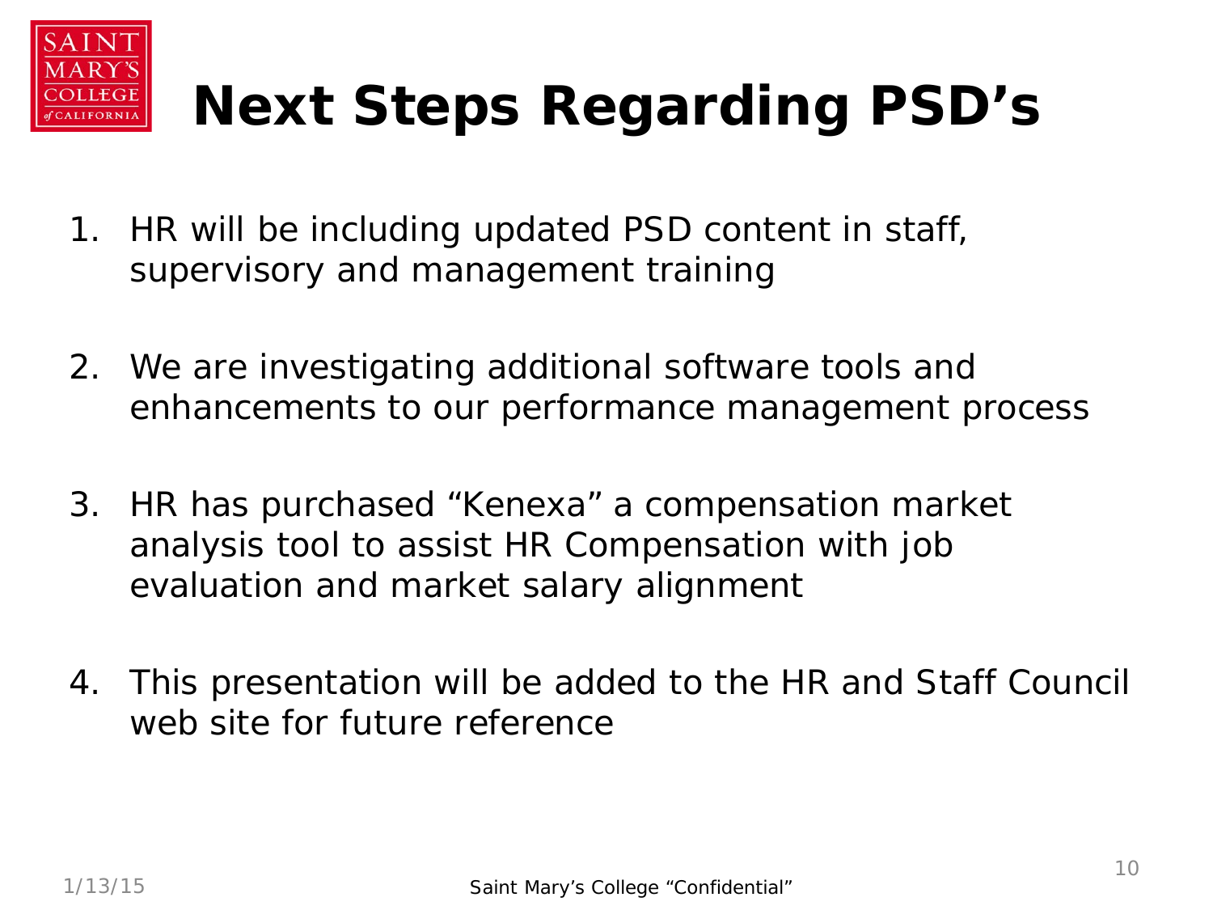# Next Steps Regarding PSD's

1. HR will be including updated PSD content in staff, supervisory and management training
2. We are investigating additional software tools and enhancements to our performance management process
3. HR has purchased "Kenexa" a compensation market analysis tool to assist HR Compensation with job evaluation and market salary alignment
4. This presentation will be added to the HR and Staff Council web site for future reference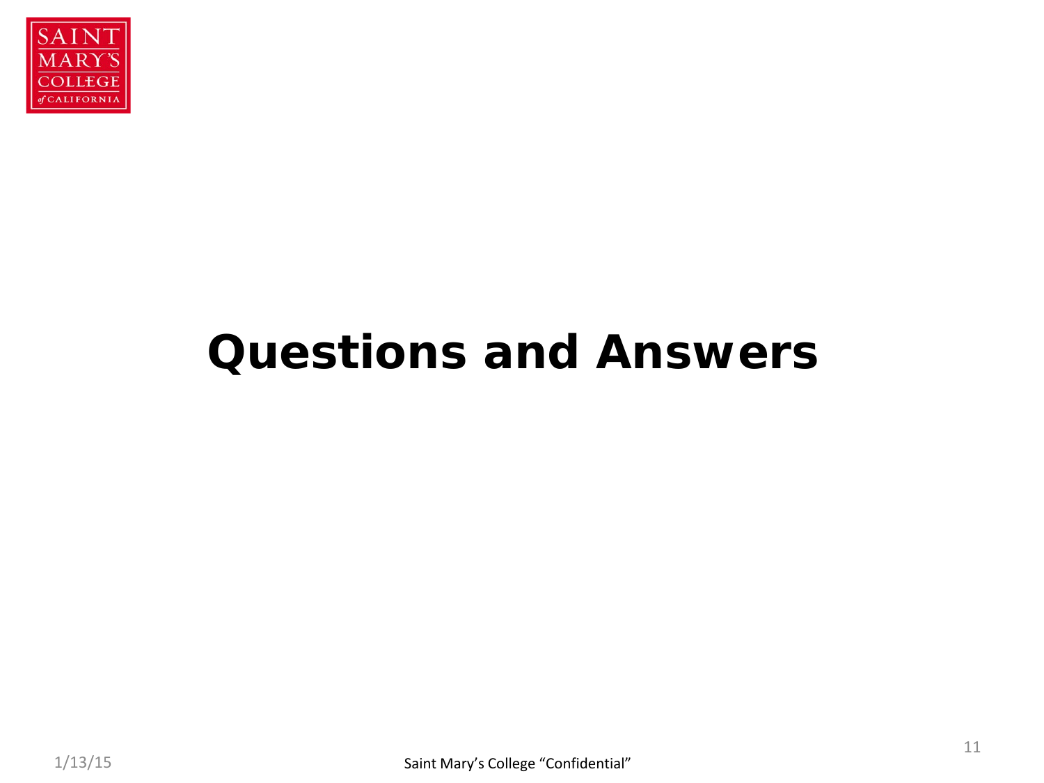# Questions and Answers